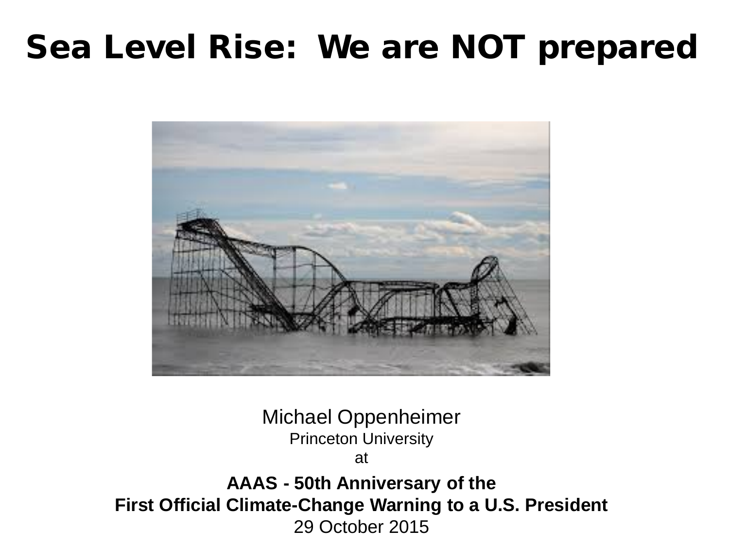# Sea Level Rise: We are NOT prepared

Michael Oppenheimer

Princeton University

at

**AAAS - 50th Anniversary of the**
**First Official Climate-Change Warning to a U.S. President**

29 October 2015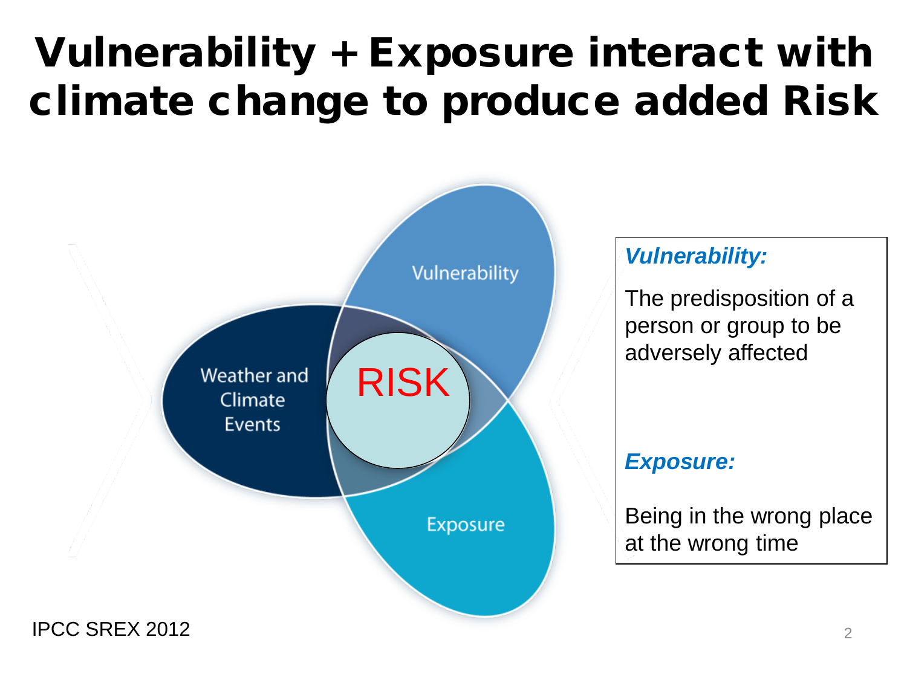# Vulnerability + Exposure interact with climate change to produce added Risk

Vulnerability

Weather and Climate Events

RISK

Exposure

***Vulnerability:***

The predisposition of a person or group to be adversely affected

***Exposure:***

Being in the wrong place at the wrong time

IPCC SREX 2012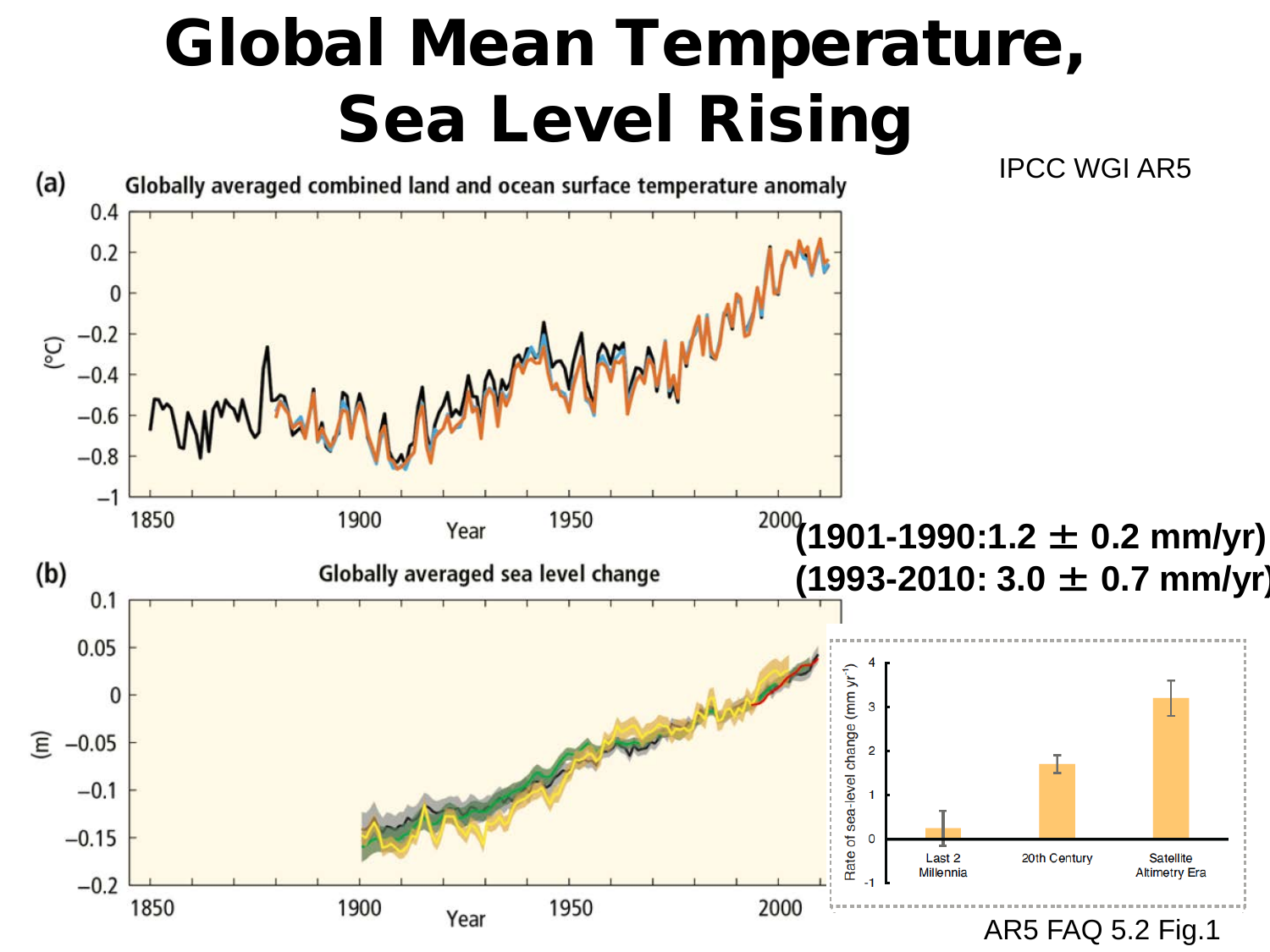# Global Mean Temperature, Sea Level Rising

IPCC WGI AR5

(a) Globally averaged combined land and ocean surface temperature anomaly

(b) Globally averaged sea level change

(1901-1990:1.2 ± 0.2 mm/yr)
(1993-2010: 3.0 ± 0.7 mm/yr)

AR5 FAQ 5.2 Fig.1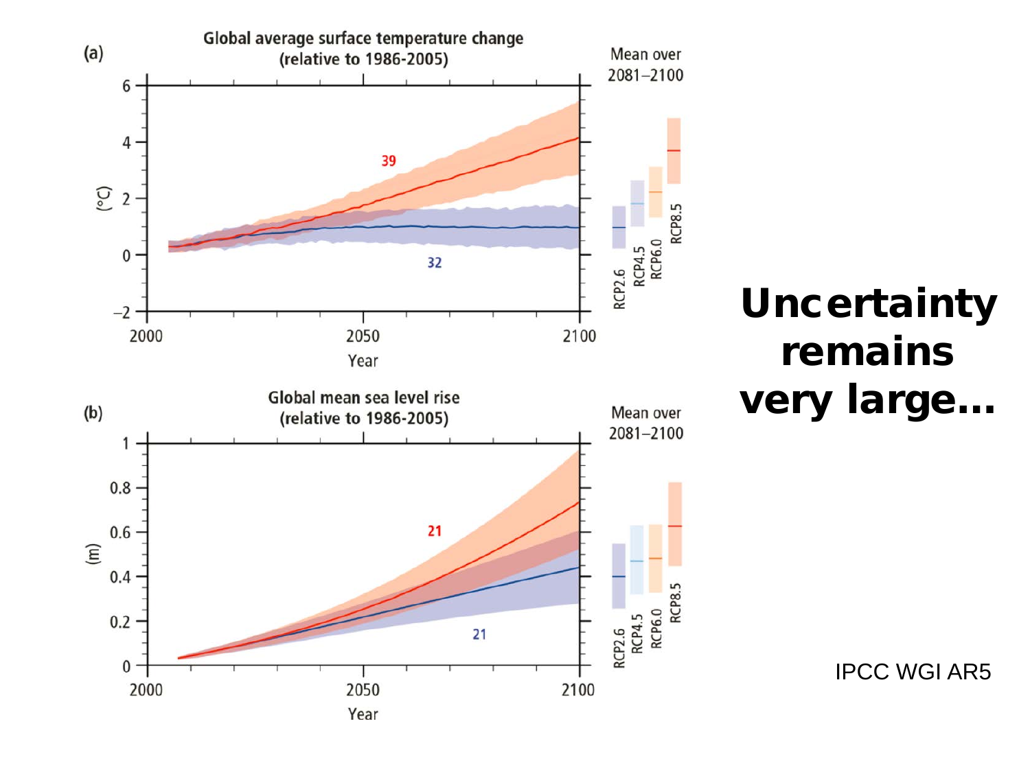**(a)** Global average surface temperature change (relative to 1986-2005)

**(b)** Global mean sea level rise (relative to 1986-2005)

# Uncertainty remains very large…

IPCC WGI AR5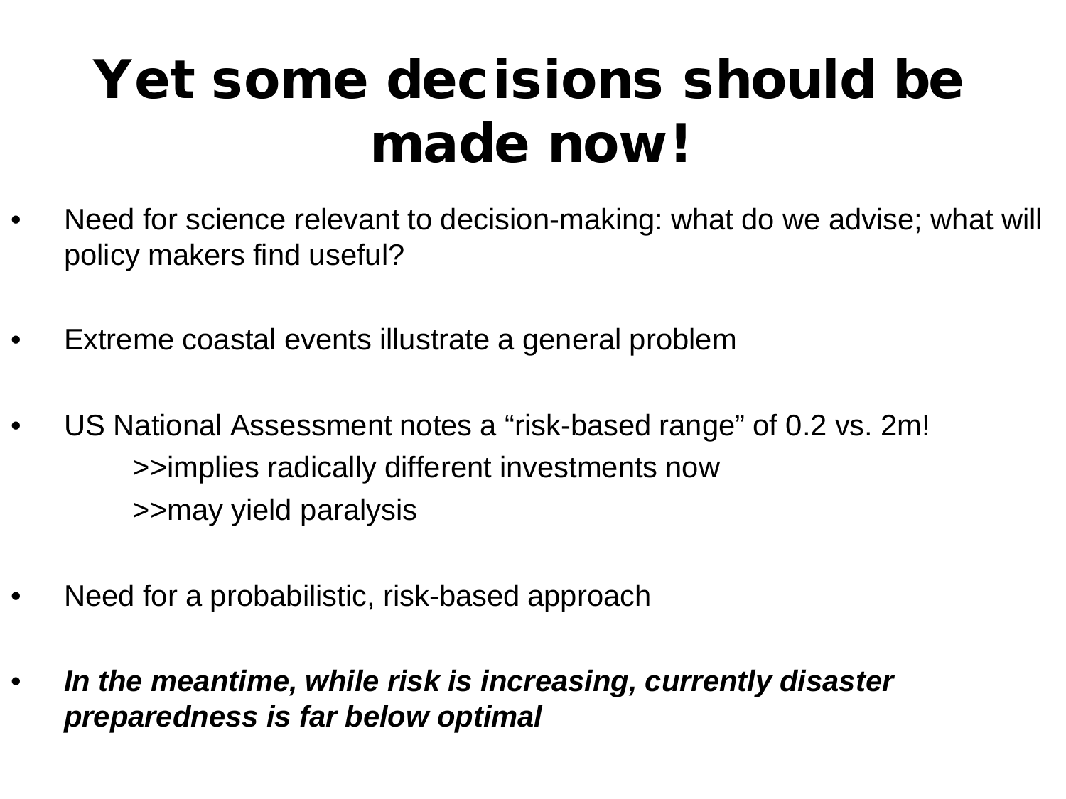# Yet some decisions should be made now!

- Need for science relevant to decision-making: what do we advise; what will policy makers find useful?

- Extreme coastal events illustrate a general problem

- US National Assessment notes a “risk-based range” of 0.2 vs. 2m!
  - >>implies radically different investments now
  - >>may yield paralysis

- Need for a probabilistic, risk-based approach

- ***In the meantime, while risk is increasing, currently disaster preparedness is far below optimal***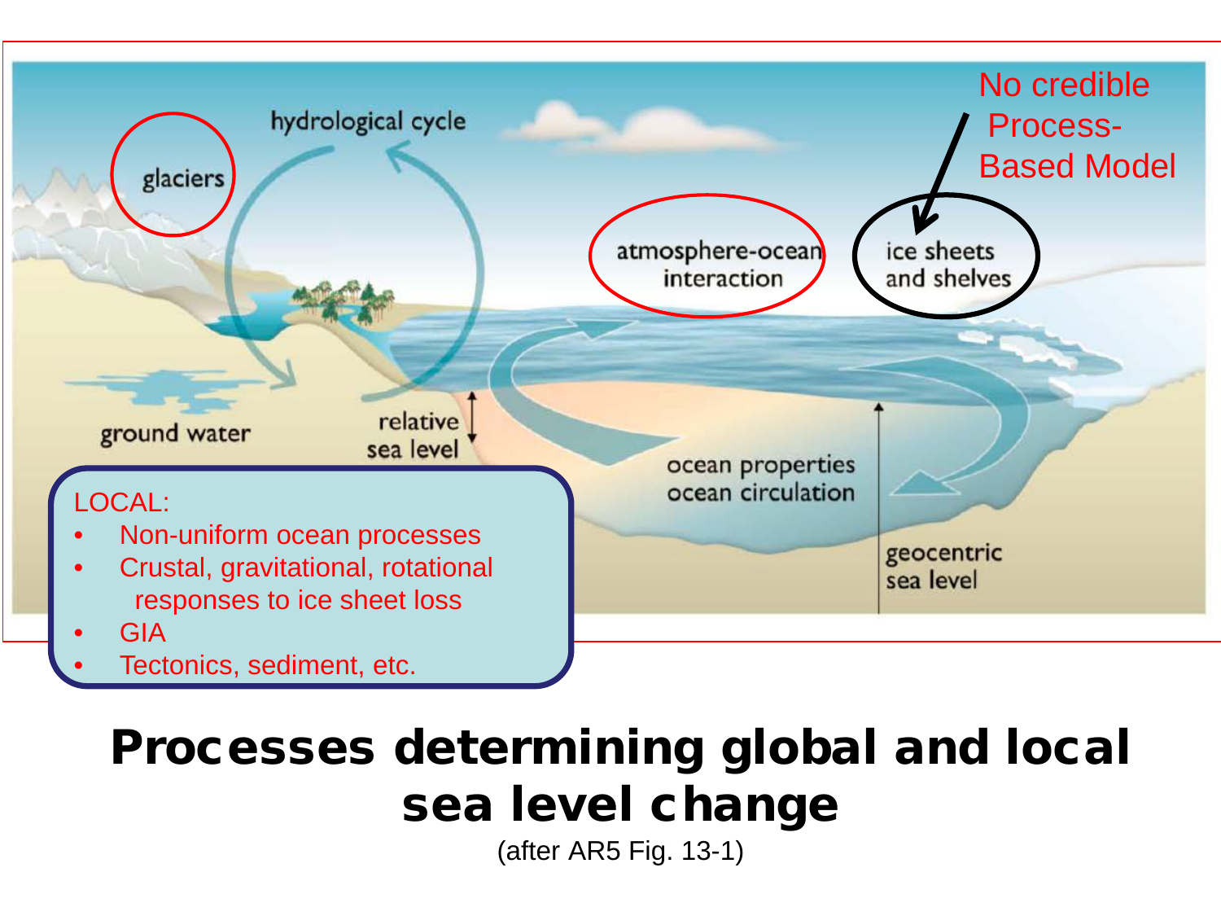No credible Process-Based Model

glaciers

hydrological cycle

atmosphere-ocean interaction

ice sheets and shelves

ground water

relative sea level

ocean properties ocean circulation

geocentric sea level

LOCAL:

- Non-uniform ocean processes
- Crustal, gravitational, rotational responses to ice sheet loss
- GIA
- Tectonics, sediment, etc.

# Processes determining global and local sea level change

(after AR5 Fig. 13-1)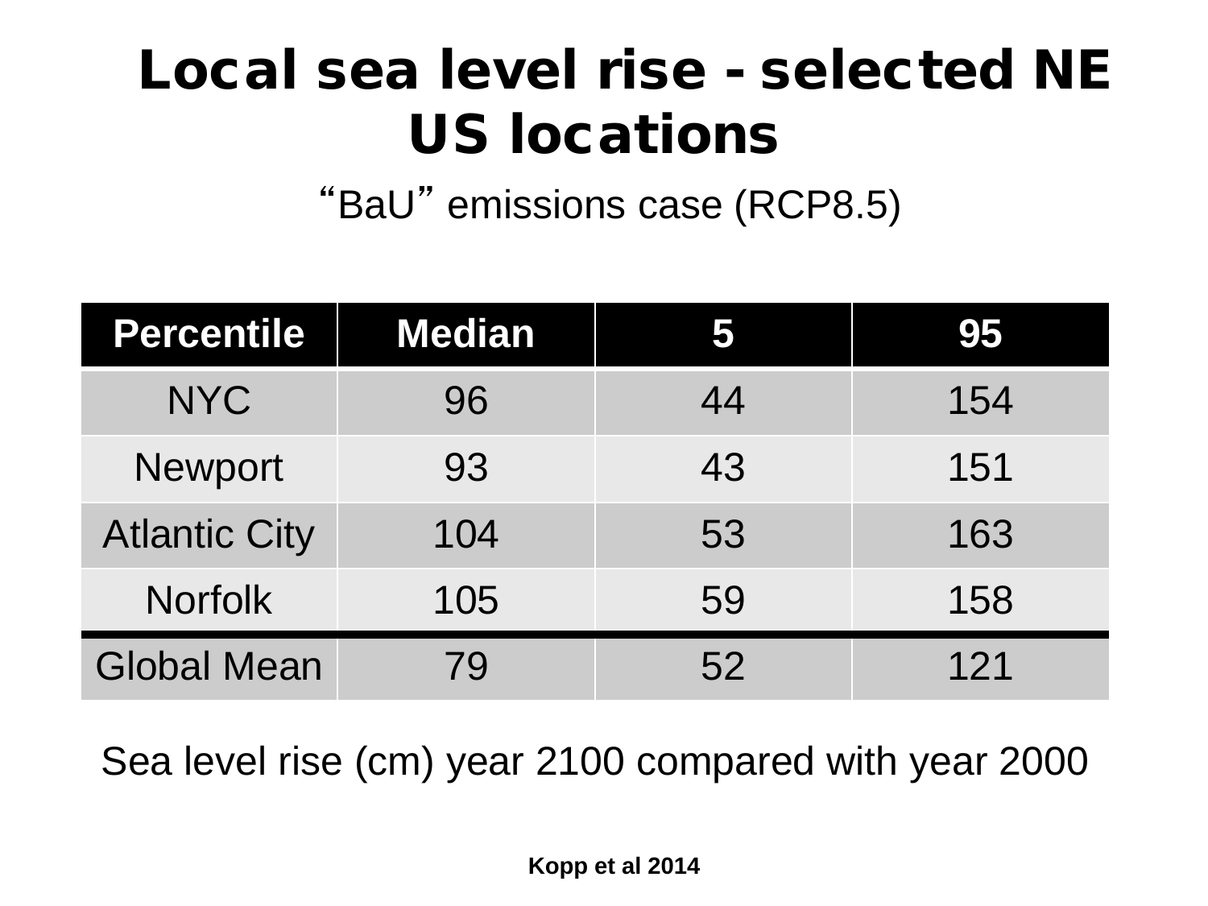# Local sea level rise - selected NE US locations

"BaU" emissions case (RCP8.5)

| Percentile | Median | 5 | 95 |
|---|---|---|---|
| NYC | 96 | 44 | 154 |
| Newport | 93 | 43 | 151 |
| Atlantic City | 104 | 53 | 163 |
| Norfolk | 105 | 59 | 158 |
| Global Mean | 79 | 52 | 121 |

Sea level rise (cm) year 2100 compared with year 2000

**Kopp et al 2014**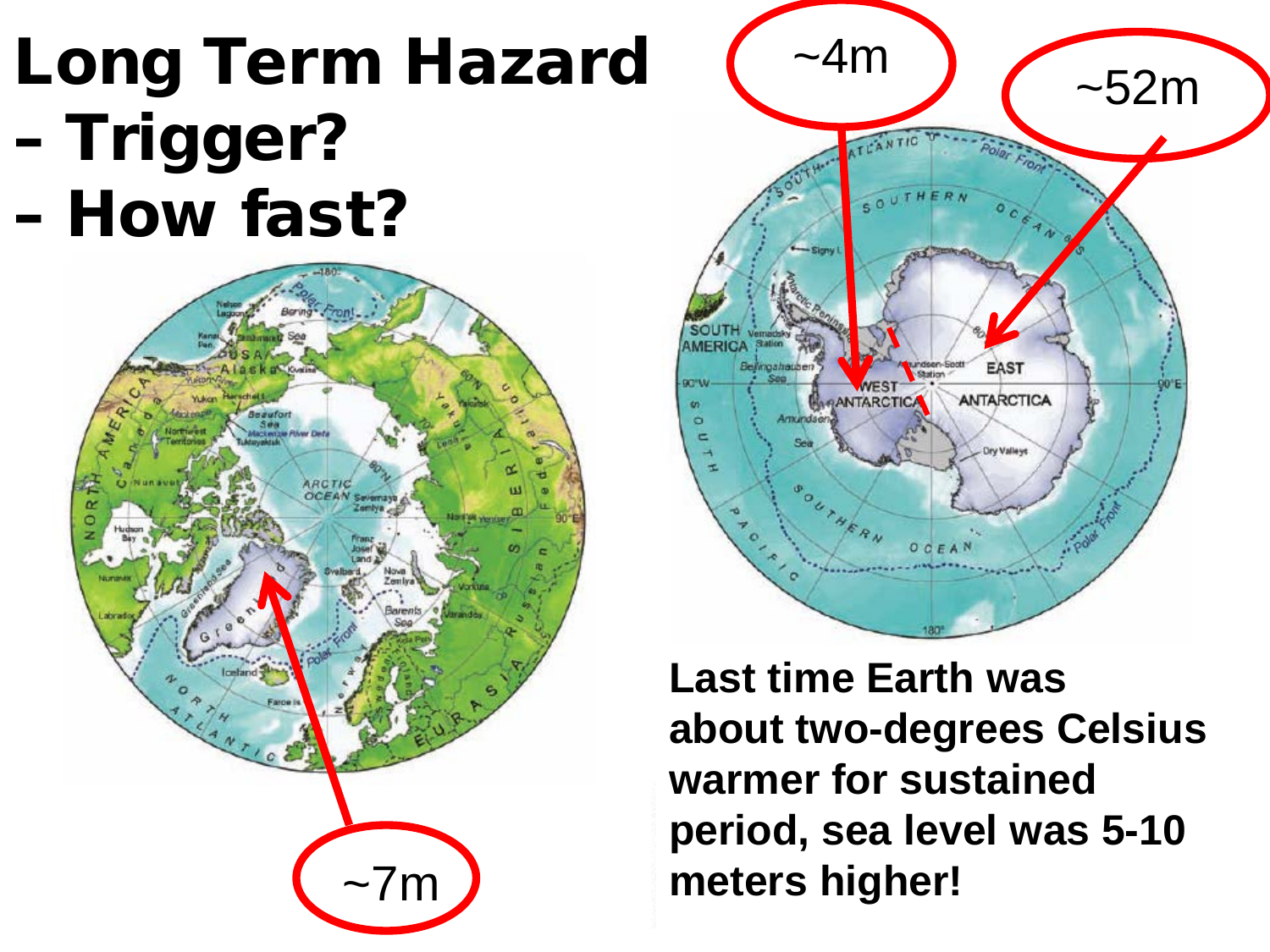# Long Term Hazard

- Trigger?
- How fast?

~4m

~52m

~7m

**Last time Earth was about two-degrees Celsius warmer for sustained period, sea level was 5-10 meters higher!**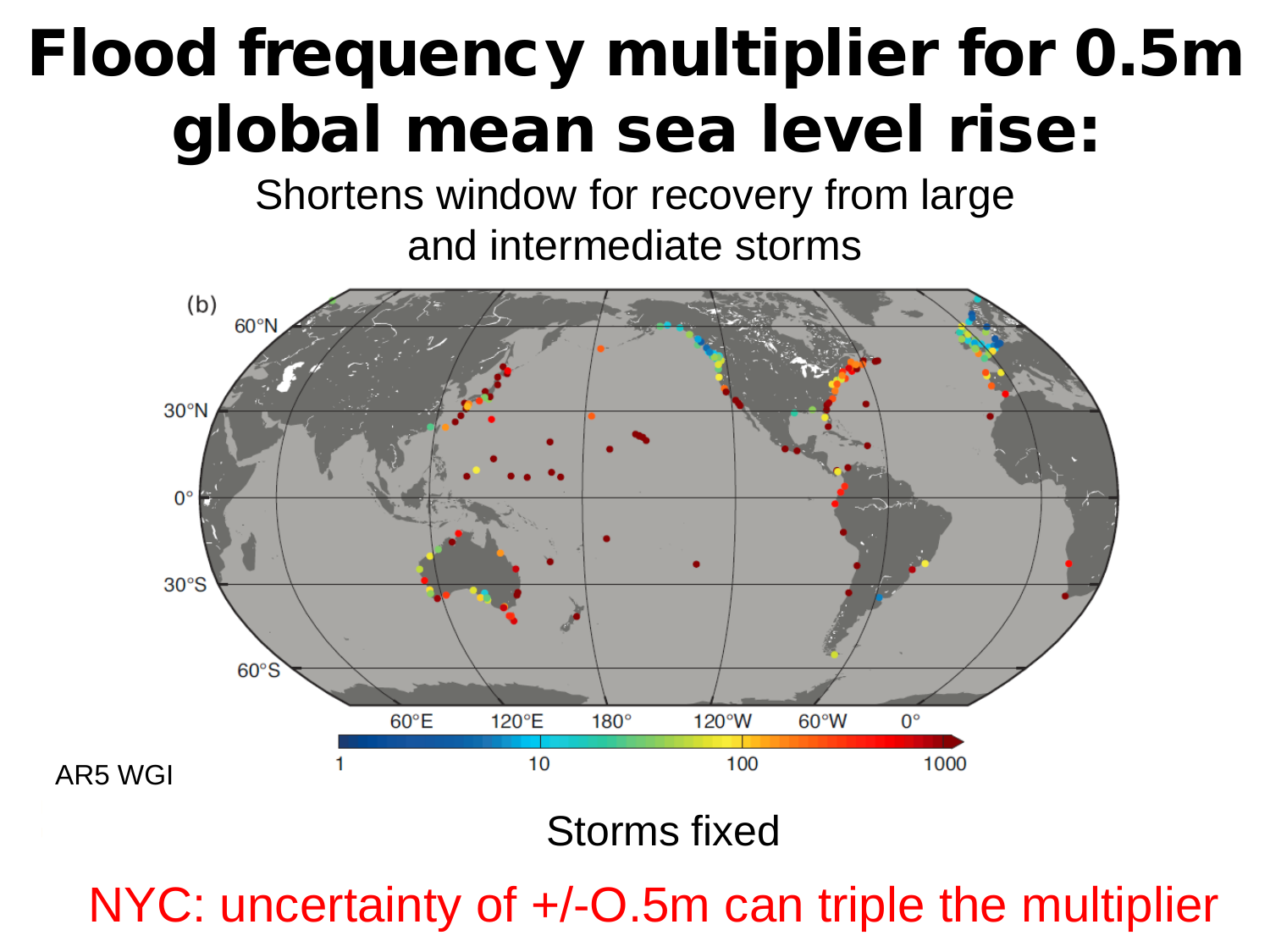# Flood frequency multiplier for 0.5m global mean sea level rise:

Shortens window for recovery from large and intermediate storms

AR5 WGI

Storms fixed

NYC: uncertainty of +/-O.5m can triple the multiplier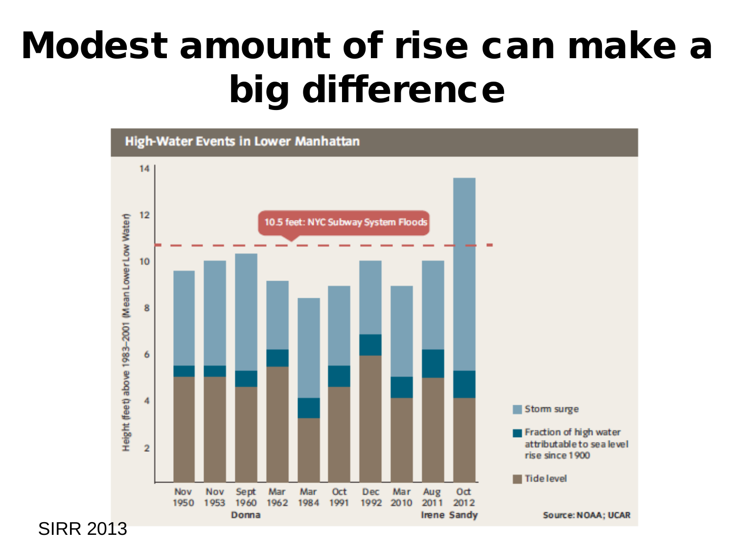# Modest amount of rise can make a big difference

**High-Water Events in Lower Manhattan**

10.5 feet: NYC Subway System Floods

Height (feet) above 1983–2001 (Mean Lower Low Water)

Nov 1950 | Nov 1953 | Sept 1960 Donna | Mar 1962 | Mar 1984 | Oct 1991 | Dec 1992 | Mar 2010 | Aug 2011 Irene | Oct 2012 Sandy

- Storm surge
- Fraction of high water attributable to sea level rise since 1900
- Tide level

Source: NOAA; UCAR

SIRR 2013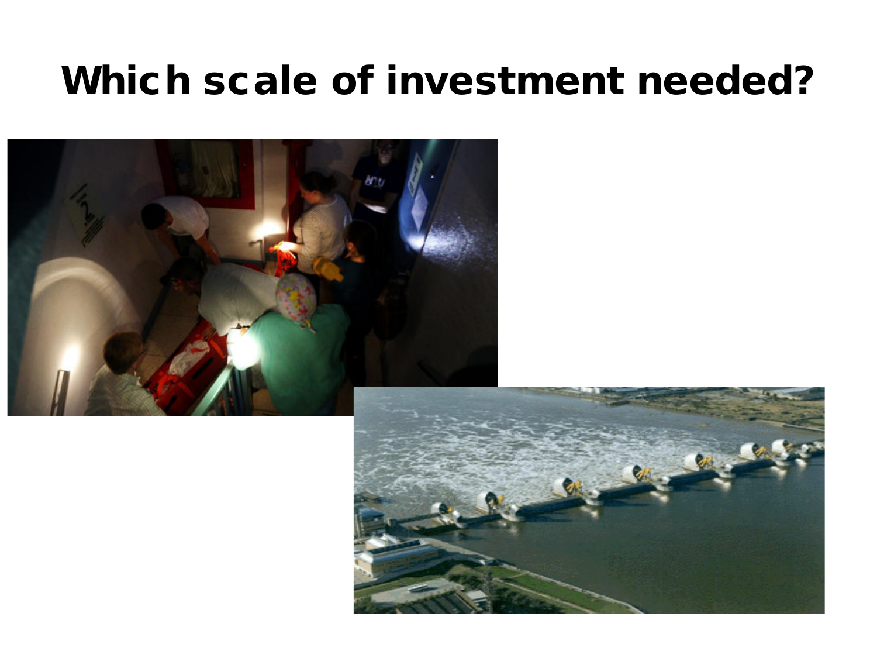# Which scale of investment needed?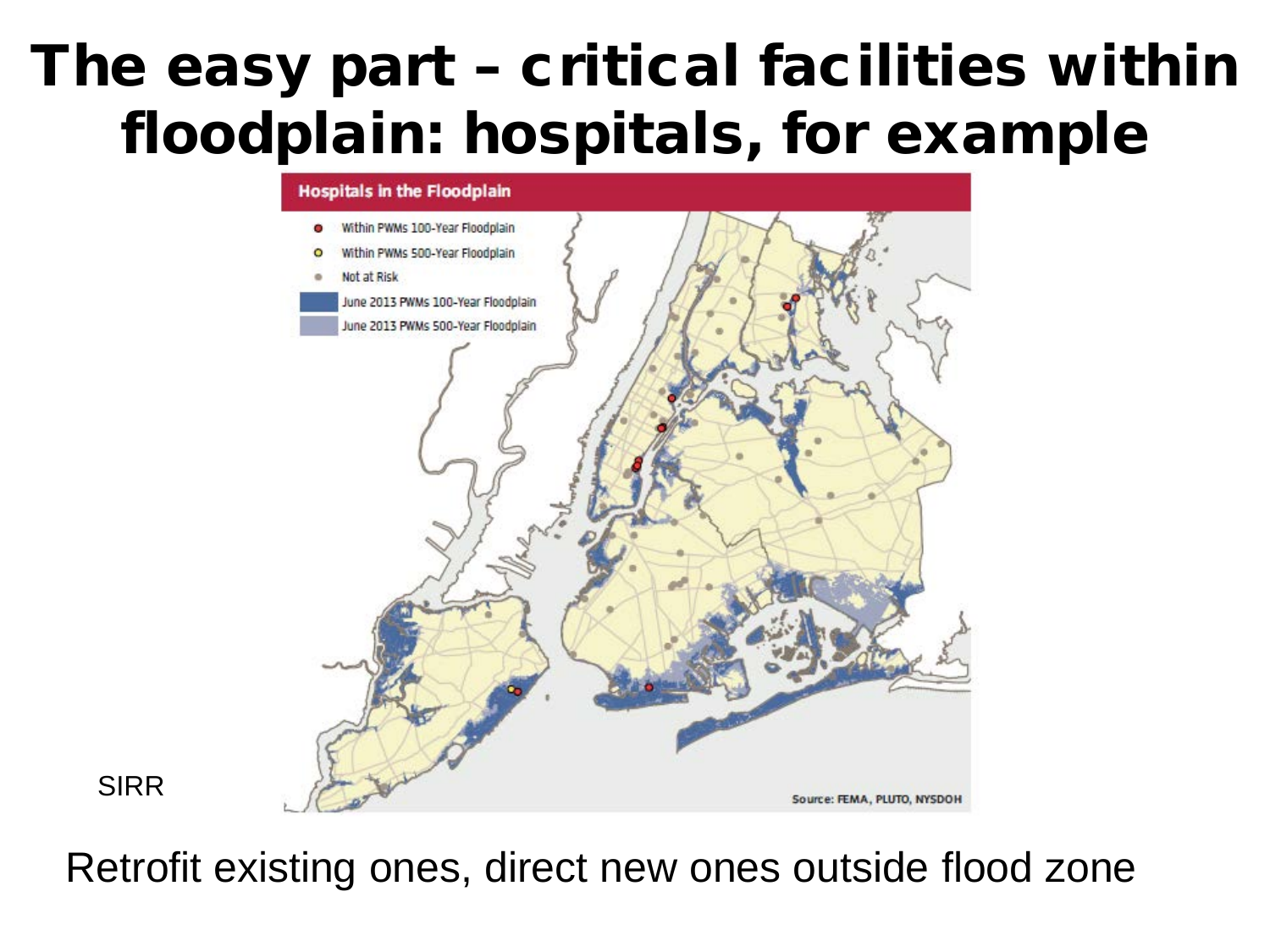# The easy part – critical facilities within floodplain: hospitals, for example

**Hospitals in the Floodplain**

- Within PWMs 100-Year Floodplain
- Within PWMs 500-Year Floodplain
- Not at Risk
- June 2013 PWMs 100-Year Floodplain
- June 2013 PWMs 500-Year Floodplain

Source: FEMA, PLUTO, NYSDOH

SIRR

Retrofit existing ones, direct new ones outside flood zone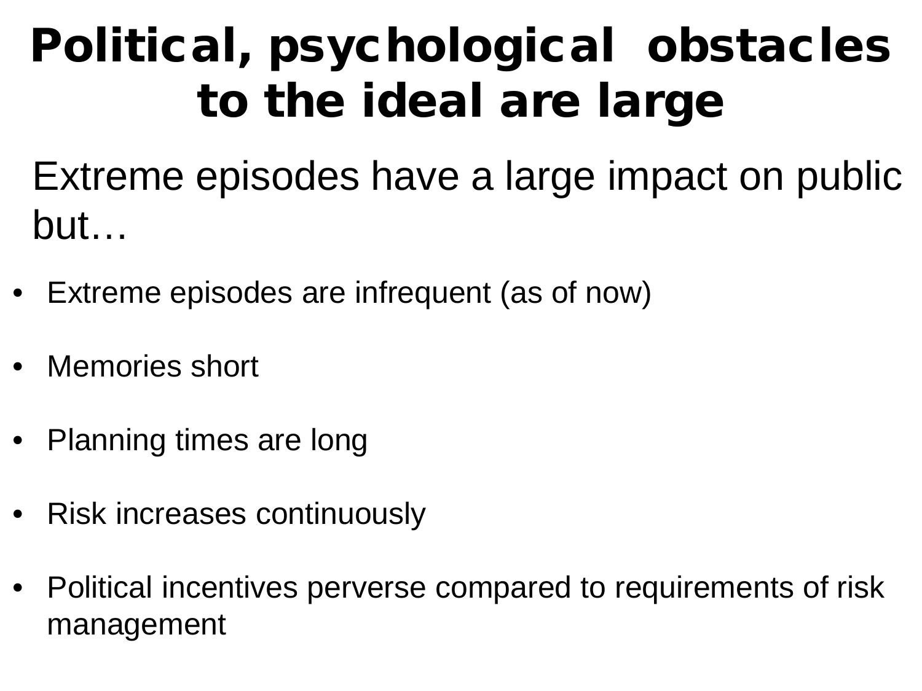# Political, psychological obstacles to the ideal are large

Extreme episodes have a large impact on public but…

- Extreme episodes are infrequent (as of now)
- Memories short
- Planning times are long
- Risk increases continuously
- Political incentives perverse compared to requirements of risk management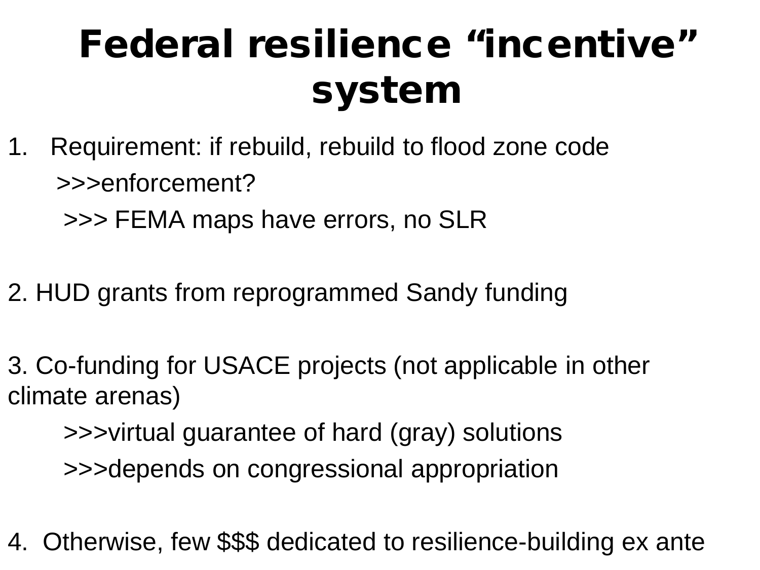# Federal resilience "incentive" system

1. Requirement: if rebuild, rebuild to flood zone code

   >>>enforcement?

   >>> FEMA maps have errors, no SLR

2. HUD grants from reprogrammed Sandy funding

3. Co-funding for USACE projects (not applicable in other climate arenas)

   >>>virtual guarantee of hard (gray) solutions

   >>>depends on congressional appropriation

4. Otherwise, few $$$ dedicated to resilience-building ex ante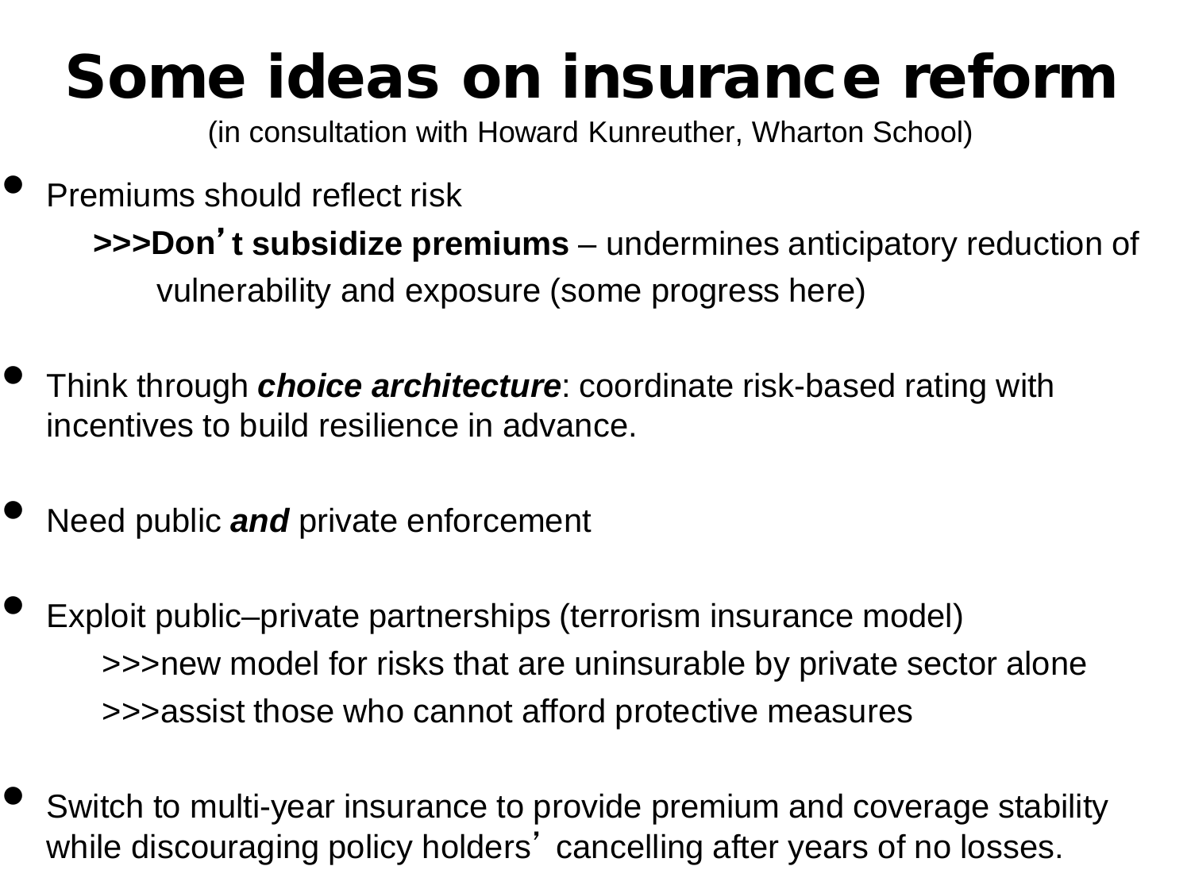# Some ideas on insurance reform

(in consultation with Howard Kunreuther, Wharton School)

- Premiums should reflect risk
  - **>>>Don't subsidize premiums** – undermines anticipatory reduction of vulnerability and exposure (some progress here)

- Think through ***choice architecture***: coordinate risk-based rating with incentives to build resilience in advance.

- Need public ***and*** private enforcement

- Exploit public–private partnerships (terrorism insurance model)
  - >>>new model for risks that are uninsurable by private sector alone
  - >>>assist those who cannot afford protective measures

- Switch to multi-year insurance to provide premium and coverage stability while discouraging policy holders' cancelling after years of no losses.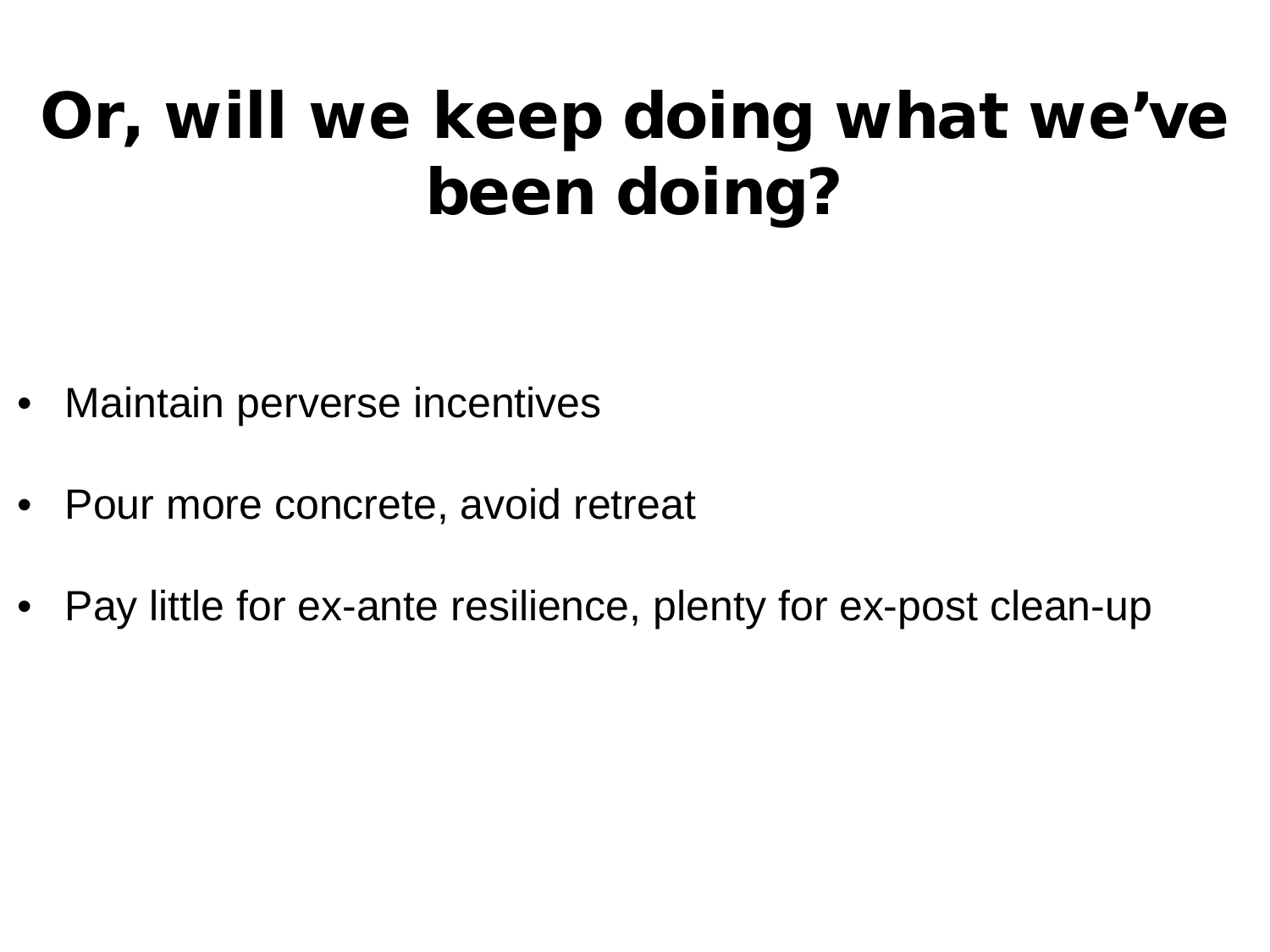# Or, will we keep doing what we’ve been doing?

- Maintain perverse incentives
- Pour more concrete, avoid retreat
- Pay little for ex-ante resilience, plenty for ex-post clean-up